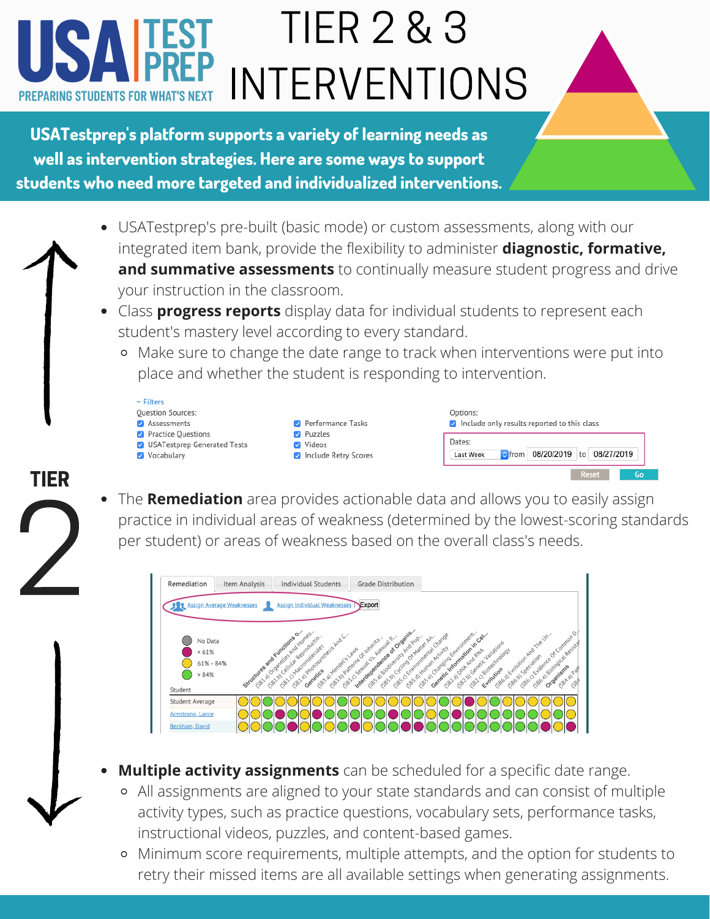USA TEST PREP

PREPARING STUDENTS FOR WHAT'S NEXT

# TIER 2 & 3 INTERVENTIONS

**USATestprep's platform supports a variety of learning needs as well as intervention strategies. Here are some ways to support students who need more targeted and individualized interventions.**

## TIER 2

- USATestprep's pre-built (basic mode) or custom assessments, along with our integrated item bank, provide the flexibility to administer **diagnostic, formative, and summative assessments** to continually measure student progress and drive your instruction in the classroom.
- Class **progress reports** display data for individual students to represent each student's mastery level according to every standard.
  - Make sure to change the date range to track when interventions were put into place and whether the student is responding to intervention.

– Filters

Question Sources:

- Assessments
- Practice Questions
- USATestprep Generated Tests
- Vocabulary
- Performance Tasks
- Puzzles
- Videos
- Include Retry Scores

Options:

- Include only results reported to this class

Dates: Last Week from 08/20/2019 to 08/27/2019

Reset Go

- The **Remediation** area provides actionable data and allows you to easily assign practice in individual areas of weakness (determined by the lowest-scoring standards per student) or areas of weakness based on the overall class's needs.

Remediation | Item Analysis | Individual Students | Grade Distribution

Assign Average Weaknesses | Assign Individual Weaknesses | Export

No Data
< 61%
61% - 84%
> 84%

Student

Student Average

Armstrong, Lance

Beckham, David

- **Multiple activity assignments** can be scheduled for a specific date range.
  - All assignments are aligned to your state standards and can consist of multiple activity types, such as practice questions, vocabulary sets, performance tasks, instructional videos, puzzles, and content-based games.
  - Minimum score requirements, multiple attempts, and the option for students to retry their missed items are all available settings when generating assignments.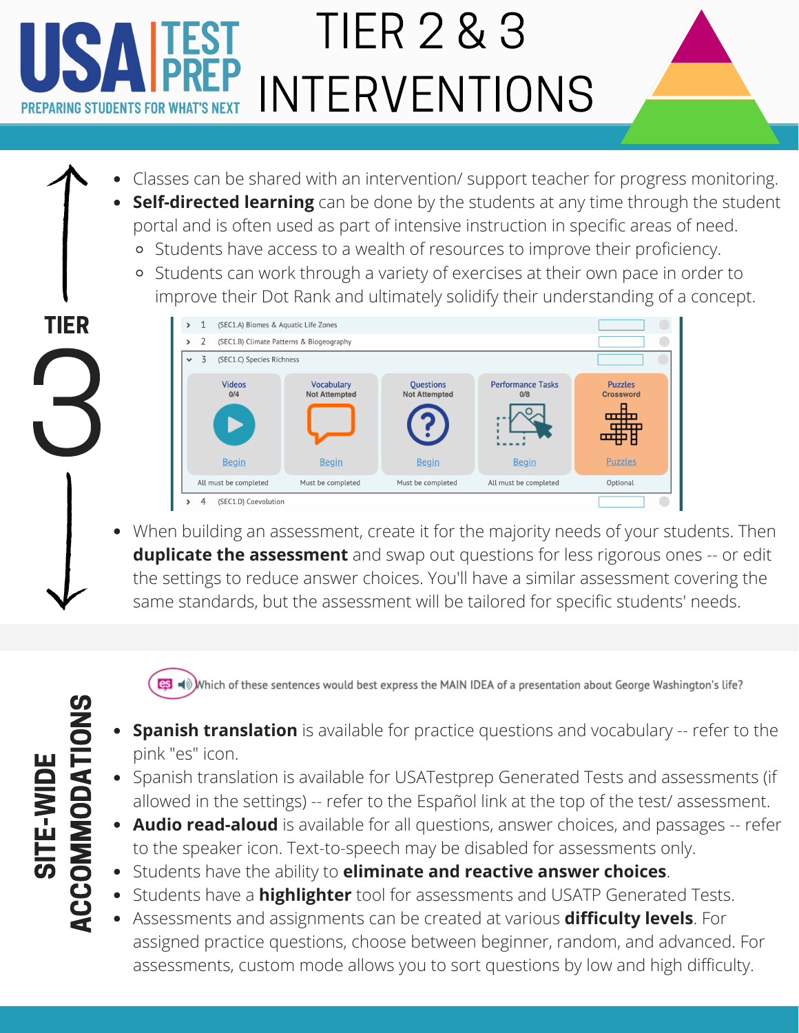# TIER 2 & 3 INTERVENTIONS

## TIER 3

- Classes can be shared with an intervention/ support teacher for progress monitoring.
- **Self-directed learning** can be done by the students at any time through the student portal and is often used as part of intensive instruction in specific areas of need.
  - Students have access to a wealth of resources to improve their proficiency.
  - Students can work through a variety of exercises at their own pace in order to improve their Dot Rank and ultimately solidify their understanding of a concept.

1 (SEC1.A) Biomes & Aquatic Life Zones
2 (SEC1.B) Climate Patterns & Biogeography
3 (SEC1.C) Species Richness

| Videos 0/4 | Vocabulary Not Attempted | Questions Not Attempted | Performance Tasks 0/8 | Puzzles Crossword |
|---|---|---|---|---|
| Begin | Begin | Begin | Begin | Puzzles |
| All must be completed | Must be completed | Must be completed | All must be completed | Optional |

4 (SEC1.D) Coevolution

- When building an assessment, create it for the majority needs of your students. Then **duplicate the assessment** and swap out questions for less rigorous ones -- or edit the settings to reduce answer choices. You'll have a similar assessment covering the same standards, but the assessment will be tailored for specific students' needs.

## SITE-WIDE ACCOMMODATIONS

es Which of these sentences would best express the MAIN IDEA of a presentation about George Washington's life?

- **Spanish translation** is available for practice questions and vocabulary -- refer to the pink "es" icon.
- Spanish translation is available for USATestprep Generated Tests and assessments (if allowed in the settings) -- refer to the Español link at the top of the test/ assessment.
- **Audio read-aloud** is available for all questions, answer choices, and passages -- refer to the speaker icon. Text-to-speech may be disabled for assessments only.
- Students have the ability to **eliminate and reactive answer choices**.
- Students have a **highlighter** tool for assessments and USATP Generated Tests.
- Assessments and assignments can be created at various **difficulty levels**. For assigned practice questions, choose between beginner, random, and advanced. For assessments, custom mode allows you to sort questions by low and high difficulty.